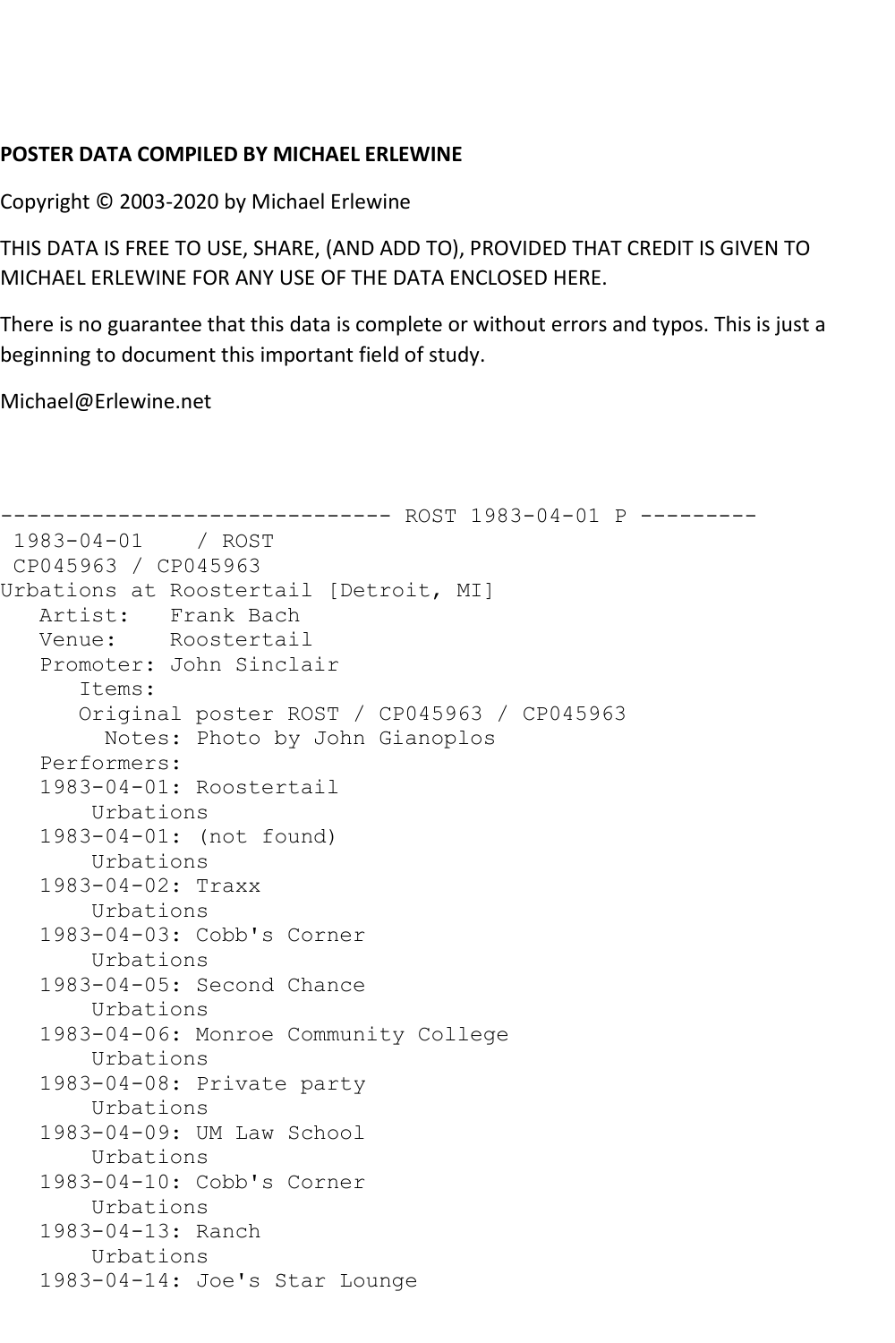**POSTER DATA COMPILED BY MICHAEL ERLEWINE**

Copyright © 2003-2020 by Michael Erlewine

THIS DATA IS FREE TO USE, SHARE, (AND ADD TO), PROVIDED THAT CREDIT IS GIVEN TO MICHAEL ERLEWINE FOR ANY USE OF THE DATA ENCLOSED HERE.

There is no guarantee that this data is complete or without errors and typos. This is just a beginning to document this important field of study.

Michael@Erlewine.net

```
------------------------------ ROST 1983-04-01 P ---------
 1983-04-01    / ROST
 CP045963 / CP045963
Urbations at Roostertail [Detroit, MI]
   Artist:   Frank Bach
   Venue:    Roostertail
   Promoter: John Sinclair
      Items:
      Original poster ROST / CP045963 / CP045963
        Notes: Photo by John Gianoplos
   Performers:
   1983-04-01: Roostertail
       Urbations
   1983-04-01: (not found)
       Urbations
   1983-04-02: Traxx
       Urbations
   1983-04-03: Cobb's Corner
       Urbations
   1983-04-05: Second Chance
       Urbations
   1983-04-06: Monroe Community College
       Urbations
   1983-04-08: Private party
       Urbations
   1983-04-09: UM Law School
       Urbations
   1983-04-10: Cobb's Corner
       Urbations
   1983-04-13: Ranch
       Urbations
   1983-04-14: Joe's Star Lounge
```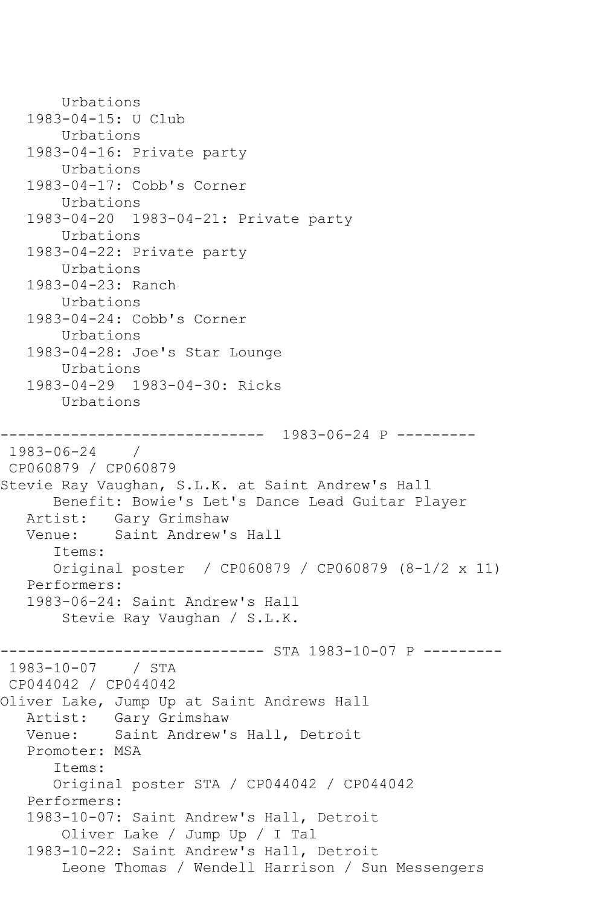Urbations
1983-04-15: U Club
Urbations
1983-04-16: Private party
Urbations
1983-04-17: Cobb's Corner
Urbations
1983-04-20  1983-04-21: Private party
Urbations
1983-04-22: Private party
Urbations
1983-04-23: Ranch
Urbations
1983-04-24: Cobb's Corner
Urbations
1983-04-28: Joe's Star Lounge
Urbations
1983-04-29  1983-04-30: Ricks
Urbations

------------------------------ 1983-06-24 P ---------

1983-06-24 /
CP060879 / CP060879

Stevie Ray Vaughan, S.L.K. at Saint Andrew's Hall
Benefit: Bowie's Let's Dance Lead Guitar Player
Artist: Gary Grimshaw
Venue: Saint Andrew's Hall
Items:
Original poster / CP060879 / CP060879 (8-1/2 x 11)
Performers:
1983-06-24: Saint Andrew's Hall
Stevie Ray Vaughan / S.L.K.

------------------------------ STA 1983-10-07 P ---------

1983-10-07 / STA
CP044042 / CP044042

Oliver Lake, Jump Up at Saint Andrews Hall
Artist: Gary Grimshaw
Venue: Saint Andrew's Hall, Detroit
Promoter: MSA
Items:
Original poster STA / CP044042 / CP044042
Performers:
1983-10-07: Saint Andrew's Hall, Detroit
Oliver Lake / Jump Up / I Tal
1983-10-22: Saint Andrew's Hall, Detroit
Leone Thomas / Wendell Harrison / Sun Messengers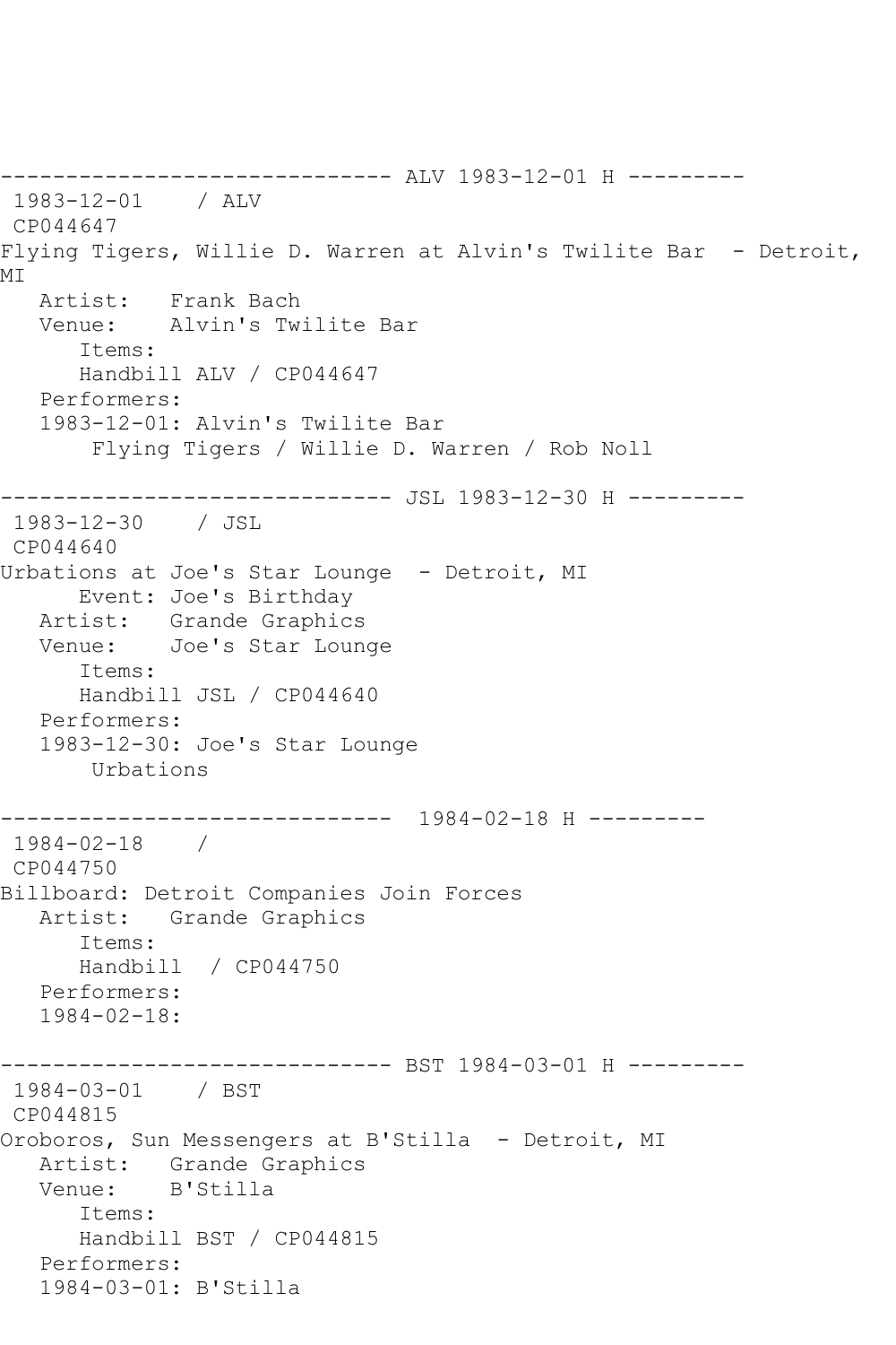```
------------------------------ ALV 1983-12-01 H ---------
 1983-12-01    / ALV
 CP044647
Flying Tigers, Willie D. Warren at Alvin's Twilite Bar  - Detroit, 
MI
   Artist:   Frank Bach
   Venue:    Alvin's Twilite Bar
      Items:
      Handbill ALV / CP044647
   Performers:
   1983-12-01: Alvin's Twilite Bar
       Flying Tigers / Willie D. Warren / Rob Noll

------------------------------ JSL 1983-12-30 H ---------
 1983-12-30    / JSL
 CP044640
Urbations at Joe's Star Lounge  - Detroit, MI
      Event: Joe's Birthday
   Artist:   Grande Graphics
   Venue:    Joe's Star Lounge
      Items:
      Handbill JSL / CP044640
   Performers:
   1983-12-30: Joe's Star Lounge
       Urbations

------------------------------  1984-02-18 H ---------
 1984-02-18    /
 CP044750
Billboard: Detroit Companies Join Forces
   Artist:   Grande Graphics
      Items:
      Handbill  / CP044750
   Performers:
   1984-02-18:

------------------------------ BST 1984-03-01 H ---------
 1984-03-01    / BST
 CP044815
Oroboros, Sun Messengers at B'Stilla  - Detroit, MI
   Artist:   Grande Graphics
   Venue:    B'Stilla
      Items:
      Handbill BST / CP044815
   Performers:
   1984-03-01: B'Stilla
```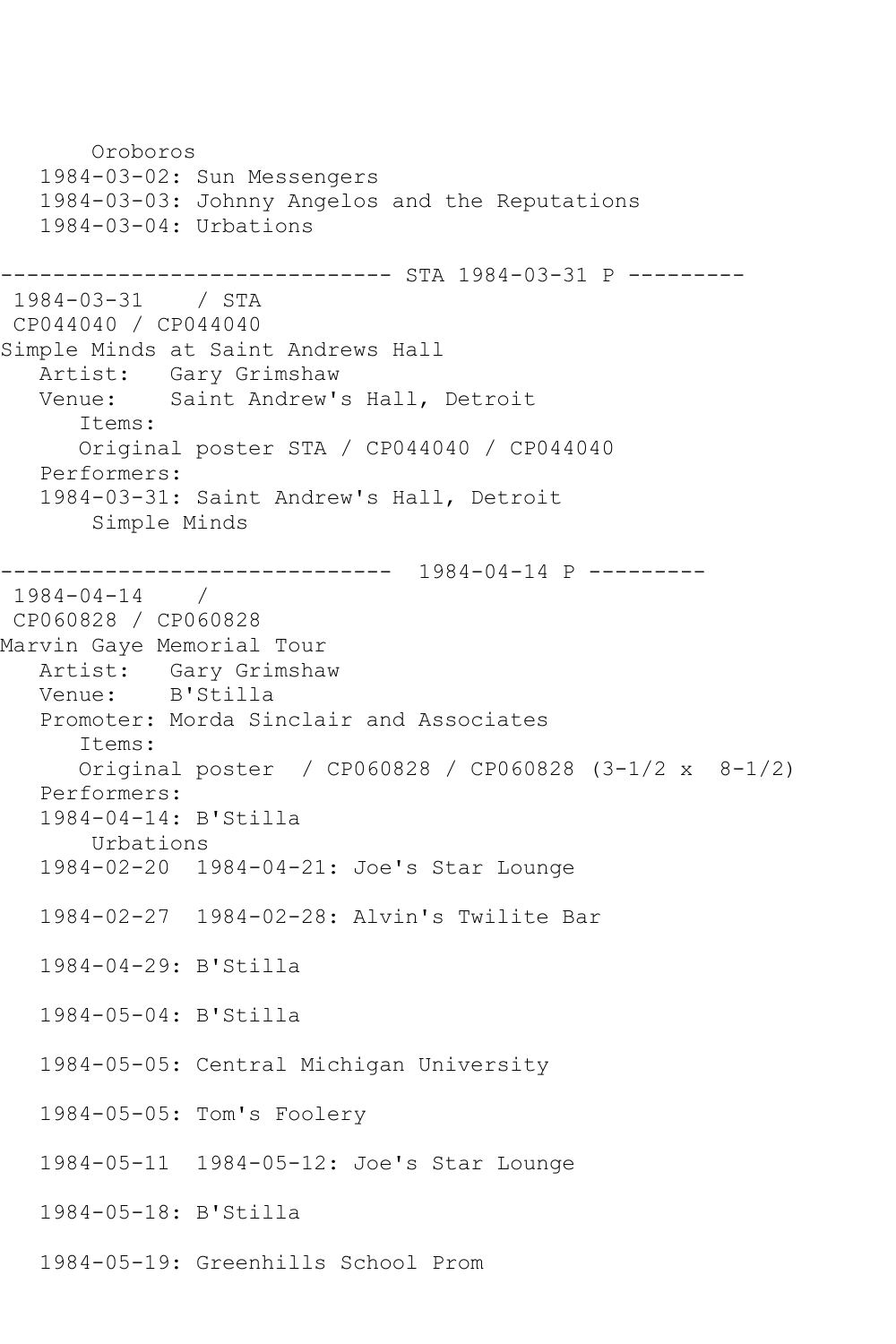```
      Oroboros
   1984-03-02: Sun Messengers
   1984-03-03: Johnny Angelos and the Reputations
   1984-03-04: Urbations

------------------------------ STA 1984-03-31 P ---------
 1984-03-31    / STA
 CP044040 / CP044040
Simple Minds at Saint Andrews Hall
   Artist:   Gary Grimshaw
   Venue:    Saint Andrew's Hall, Detroit
      Items:
      Original poster STA / CP044040 / CP044040
   Performers:
   1984-03-31: Saint Andrew's Hall, Detroit
       Simple Minds

------------------------------  1984-04-14 P ---------
 1984-04-14    /
 CP060828 / CP060828
Marvin Gaye Memorial Tour
   Artist:   Gary Grimshaw
   Venue:    B'Stilla
   Promoter: Morda Sinclair and Associates
      Items:
      Original poster  / CP060828 / CP060828 (3-1/2 x  8-1/2)
   Performers:
   1984-04-14: B'Stilla
       Urbations
   1984-02-20  1984-04-21: Joe's Star Lounge

   1984-02-27  1984-02-28: Alvin's Twilite Bar

   1984-04-29: B'Stilla

   1984-05-04: B'Stilla

   1984-05-05: Central Michigan University

   1984-05-05: Tom's Foolery

   1984-05-11  1984-05-12: Joe's Star Lounge

   1984-05-18: B'Stilla

   1984-05-19: Greenhills School Prom
```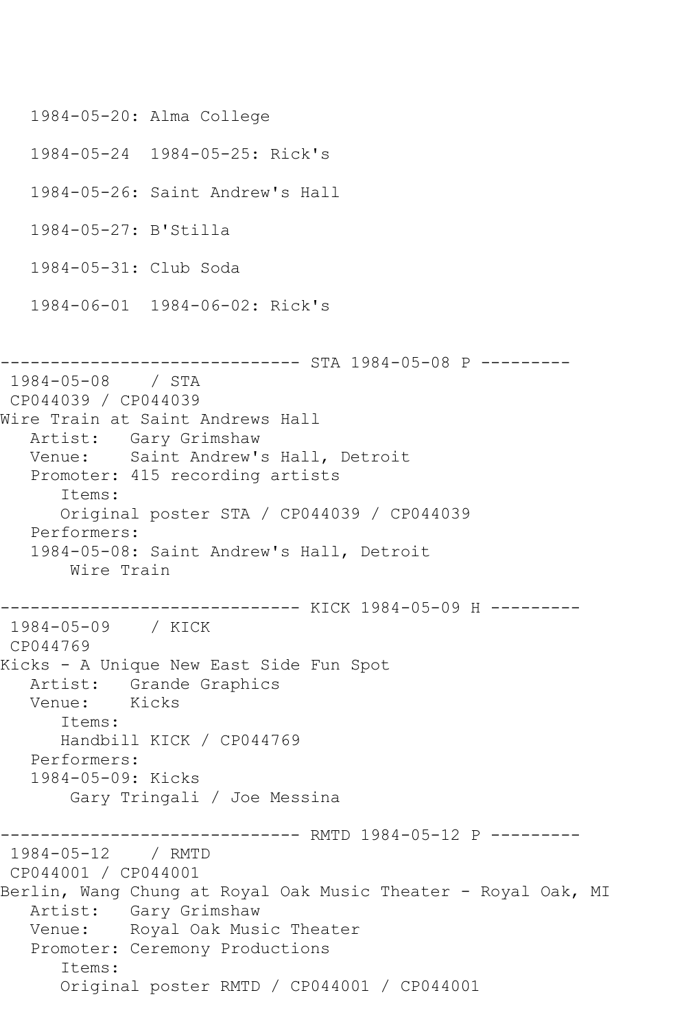```
   1984-05-20: Alma College

   1984-05-24  1984-05-25: Rick's

   1984-05-26: Saint Andrew's Hall

   1984-05-27: B'Stilla

   1984-05-31: Club Soda

   1984-06-01  1984-06-02: Rick's


------------------------------ STA 1984-05-08 P ---------
 1984-05-08    / STA
 CP044039 / CP044039
Wire Train at Saint Andrews Hall
   Artist:   Gary Grimshaw
   Venue:    Saint Andrew's Hall, Detroit
   Promoter: 415 recording artists
      Items:
      Original poster STA / CP044039 / CP044039
   Performers:
   1984-05-08: Saint Andrew's Hall, Detroit
       Wire Train

------------------------------ KICK 1984-05-09 H ---------
 1984-05-09    / KICK
 CP044769
Kicks - A Unique New East Side Fun Spot
   Artist:   Grande Graphics
   Venue:    Kicks
      Items:
      Handbill KICK / CP044769
   Performers:
   1984-05-09: Kicks
       Gary Tringali / Joe Messina

------------------------------ RMTD 1984-05-12 P ---------
 1984-05-12    / RMTD
 CP044001 / CP044001
Berlin, Wang Chung at Royal Oak Music Theater - Royal Oak, MI
   Artist:   Gary Grimshaw
   Venue:    Royal Oak Music Theater
   Promoter: Ceremony Productions
      Items:
      Original poster RMTD / CP044001 / CP044001
```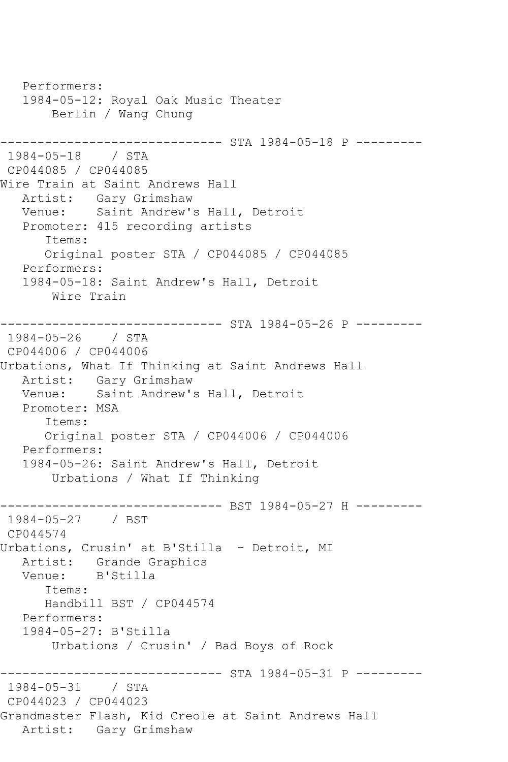```
   Performers:
   1984-05-12: Royal Oak Music Theater
       Berlin / Wang Chung

------------------------------ STA 1984-05-18 P ---------
 1984-05-18    / STA
 CP044085 / CP044085
Wire Train at Saint Andrews Hall
   Artist:   Gary Grimshaw
   Venue:    Saint Andrew's Hall, Detroit
   Promoter: 415 recording artists
      Items:
      Original poster STA / CP044085 / CP044085
   Performers:
   1984-05-18: Saint Andrew's Hall, Detroit
       Wire Train

------------------------------ STA 1984-05-26 P ---------
 1984-05-26    / STA
 CP044006 / CP044006
Urbations, What If Thinking at Saint Andrews Hall
   Artist:   Gary Grimshaw
   Venue:    Saint Andrew's Hall, Detroit
   Promoter: MSA
      Items:
      Original poster STA / CP044006 / CP044006
   Performers:
   1984-05-26: Saint Andrew's Hall, Detroit
       Urbations / What If Thinking

------------------------------ BST 1984-05-27 H ---------
 1984-05-27    / BST
 CP044574
Urbations, Crusin' at B'Stilla  - Detroit, MI
   Artist:   Grande Graphics
   Venue:    B'Stilla
      Items:
      Handbill BST / CP044574
   Performers:
   1984-05-27: B'Stilla
       Urbations / Crusin' / Bad Boys of Rock

------------------------------ STA 1984-05-31 P ---------
 1984-05-31    / STA
 CP044023 / CP044023
Grandmaster Flash, Kid Creole at Saint Andrews Hall
   Artist:   Gary Grimshaw
```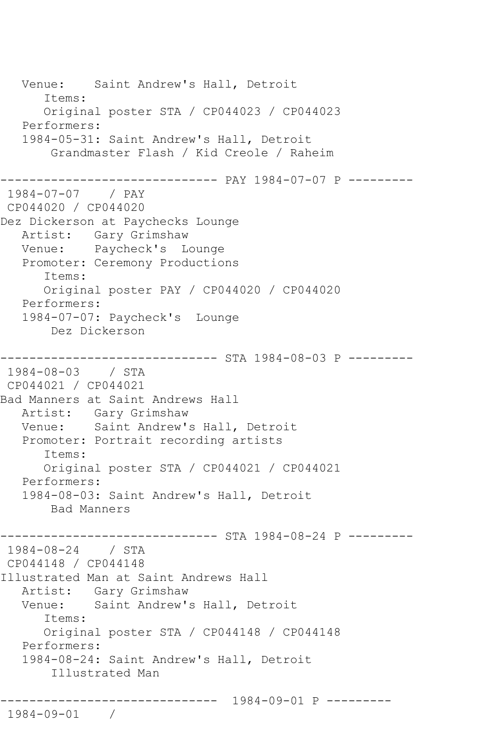```
   Venue:    Saint Andrew's Hall, Detroit
      Items:
      Original poster STA / CP044023 / CP044023
   Performers:
   1984-05-31: Saint Andrew's Hall, Detroit
       Grandmaster Flash / Kid Creole / Raheim

------------------------------ PAY 1984-07-07 P ---------
 1984-07-07    / PAY
 CP044020 / CP044020
Dez Dickerson at Paychecks Lounge
   Artist:   Gary Grimshaw
   Venue:    Paycheck's  Lounge
   Promoter: Ceremony Productions
      Items:
      Original poster PAY / CP044020 / CP044020
   Performers:
   1984-07-07: Paycheck's  Lounge
       Dez Dickerson

------------------------------ STA 1984-08-03 P ---------
 1984-08-03    / STA
 CP044021 / CP044021
Bad Manners at Saint Andrews Hall
   Artist:   Gary Grimshaw
   Venue:    Saint Andrew's Hall, Detroit
   Promoter: Portrait recording artists
      Items:
      Original poster STA / CP044021 / CP044021
   Performers:
   1984-08-03: Saint Andrew's Hall, Detroit
       Bad Manners

------------------------------ STA 1984-08-24 P ---------
 1984-08-24    / STA
 CP044148 / CP044148
Illustrated Man at Saint Andrews Hall
   Artist:   Gary Grimshaw
   Venue:    Saint Andrew's Hall, Detroit
      Items:
      Original poster STA / CP044148 / CP044148
   Performers:
   1984-08-24: Saint Andrew's Hall, Detroit
       Illustrated Man

------------------------------  1984-09-01 P ---------
 1984-09-01    /
```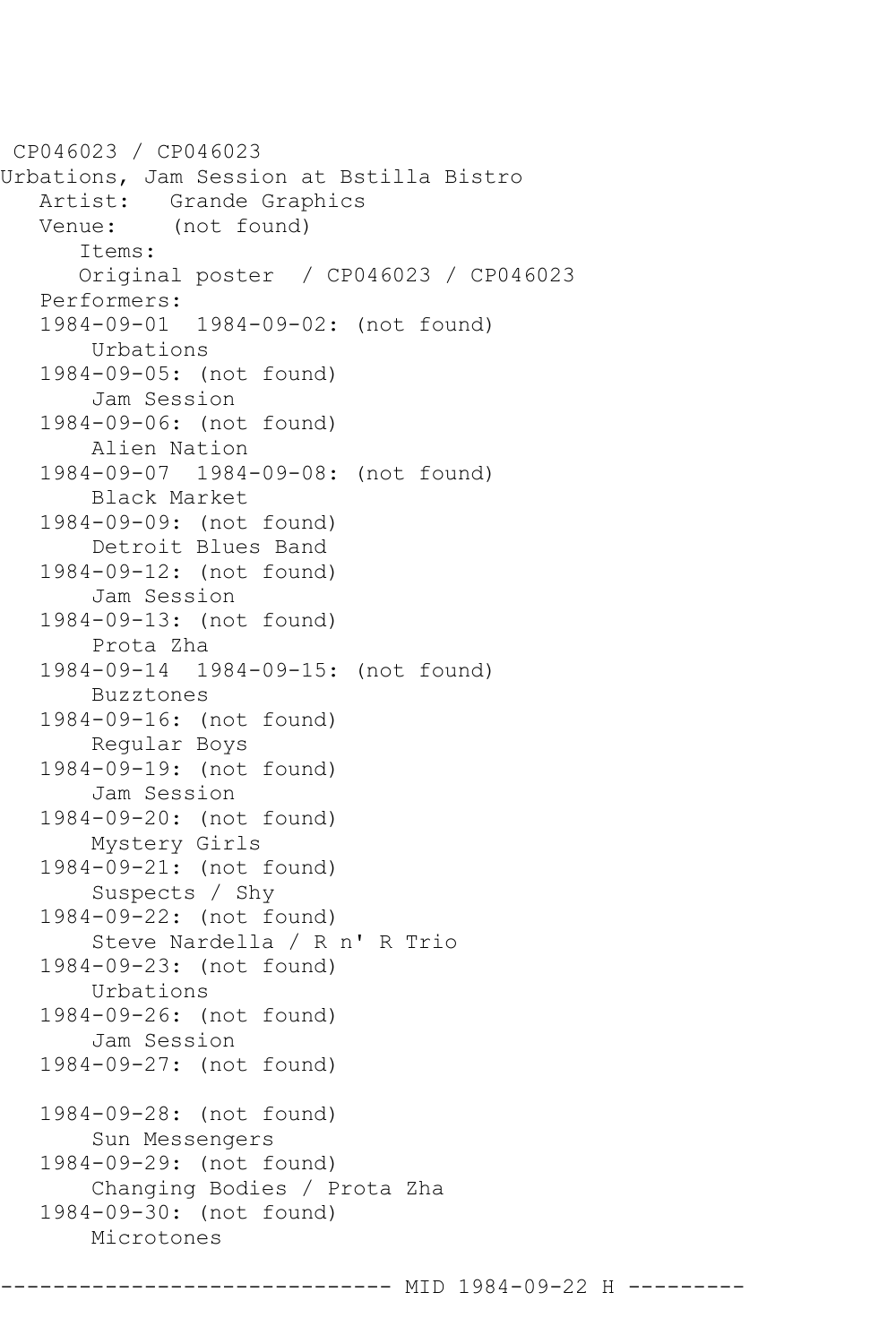CP046023 / CP046023
Urbations, Jam Session at Bstilla Bistro
   Artist:   Grande Graphics
   Venue:    (not found)
      Items:
      Original poster  / CP046023 / CP046023
   Performers:
   1984-09-01  1984-09-02: (not found)
       Urbations
   1984-09-05: (not found)
       Jam Session
   1984-09-06: (not found)
       Alien Nation
   1984-09-07  1984-09-08: (not found)
       Black Market
   1984-09-09: (not found)
       Detroit Blues Band
   1984-09-12: (not found)
       Jam Session
   1984-09-13: (not found)
       Prota Zha
   1984-09-14  1984-09-15: (not found)
       Buzztones
   1984-09-16: (not found)
       Regular Boys
   1984-09-19: (not found)
       Jam Session
   1984-09-20: (not found)
       Mystery Girls
   1984-09-21: (not found)
       Suspects / Shy
   1984-09-22: (not found)
       Steve Nardella / R n' R Trio
   1984-09-23: (not found)
       Urbations
   1984-09-26: (not found)
       Jam Session
   1984-09-27: (not found)

   1984-09-28: (not found)
       Sun Messengers
   1984-09-29: (not found)
       Changing Bodies / Prota Zha
   1984-09-30: (not found)
       Microtones

------------------------------ MID 1984-09-22 H ---------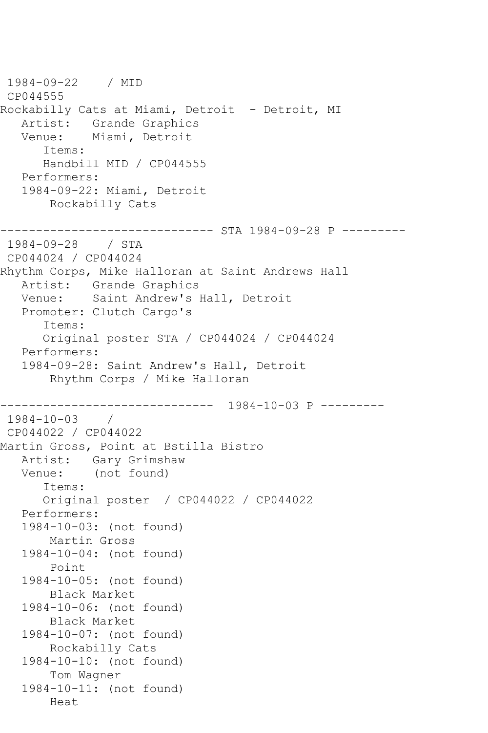```
 1984-09-22    / MID
 CP044555
Rockabilly Cats at Miami, Detroit  - Detroit, MI
   Artist:   Grande Graphics
   Venue:    Miami, Detroit
      Items:
      Handbill MID / CP044555
   Performers:
   1984-09-22: Miami, Detroit
       Rockabilly Cats

------------------------------ STA 1984-09-28 P ---------
 1984-09-28    / STA
 CP044024 / CP044024
Rhythm Corps, Mike Halloran at Saint Andrews Hall
   Artist:   Grande Graphics
   Venue:    Saint Andrew's Hall, Detroit
   Promoter: Clutch Cargo's
      Items:
      Original poster STA / CP044024 / CP044024
   Performers:
   1984-09-28: Saint Andrew's Hall, Detroit
       Rhythm Corps / Mike Halloran

------------------------------  1984-10-03 P ---------
 1984-10-03    /
 CP044022 / CP044022
Martin Gross, Point at Bstilla Bistro
   Artist:   Gary Grimshaw
   Venue:    (not found)
      Items:
      Original poster  / CP044022 / CP044022
   Performers:
   1984-10-03: (not found)
       Martin Gross
   1984-10-04: (not found)
       Point
   1984-10-05: (not found)
       Black Market
   1984-10-06: (not found)
       Black Market
   1984-10-07: (not found)
       Rockabilly Cats
   1984-10-10: (not found)
       Tom Wagner
   1984-10-11: (not found)
       Heat
```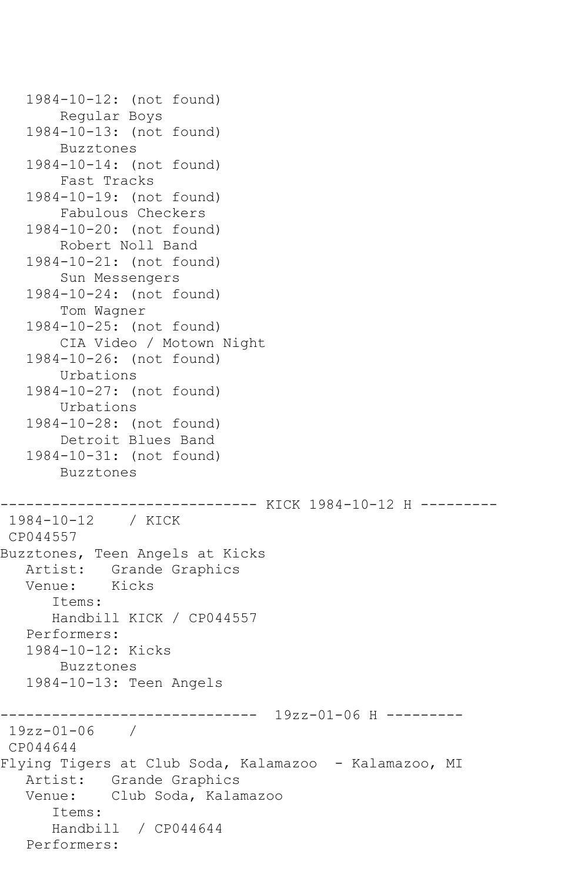```
   1984-10-12: (not found)
       Regular Boys
   1984-10-13: (not found)
       Buzztones
   1984-10-14: (not found)
       Fast Tracks
   1984-10-19: (not found)
       Fabulous Checkers
   1984-10-20: (not found)
       Robert Noll Band
   1984-10-21: (not found)
       Sun Messengers
   1984-10-24: (not found)
       Tom Wagner
   1984-10-25: (not found)
       CIA Video / Motown Night
   1984-10-26: (not found)
       Urbations
   1984-10-27: (not found)
       Urbations
   1984-10-28: (not found)
       Detroit Blues Band
   1984-10-31: (not found)
       Buzztones

------------------------------ KICK 1984-10-12 H ---------
 1984-10-12    / KICK
 CP044557
Buzztones, Teen Angels at Kicks
   Artist:   Grande Graphics
   Venue:    Kicks
      Items:
      Handbill KICK / CP044557
   Performers:
   1984-10-12: Kicks
       Buzztones
   1984-10-13: Teen Angels

------------------------------  19zz-01-06 H ---------
 19zz-01-06    /
 CP044644
Flying Tigers at Club Soda, Kalamazoo  - Kalamazoo, MI
   Artist:   Grande Graphics
   Venue:    Club Soda, Kalamazoo
      Items:
      Handbill  / CP044644
   Performers:
```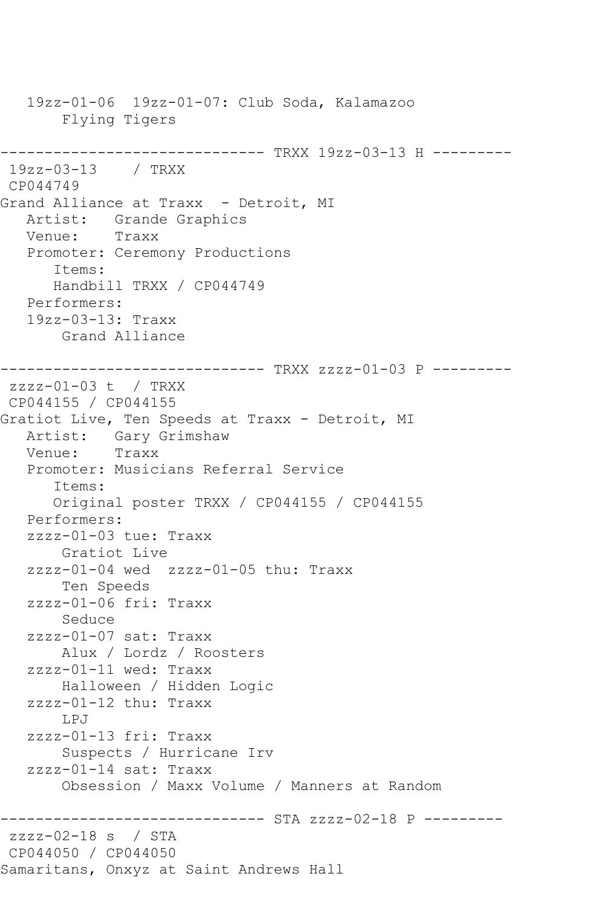```
   19zz-01-06  19zz-01-07: Club Soda, Kalamazoo
       Flying Tigers

------------------------------ TRXX 19zz-03-13 H ---------
 19zz-03-13    / TRXX
 CP044749
Grand Alliance at Traxx  - Detroit, MI
   Artist:   Grande Graphics
   Venue:    Traxx
   Promoter: Ceremony Productions
      Items:
      Handbill TRXX / CP044749
   Performers:
   19zz-03-13: Traxx
       Grand Alliance

------------------------------ TRXX zzzz-01-03 P ---------
 zzzz-01-03 t  / TRXX
 CP044155 / CP044155
Gratiot Live, Ten Speeds at Traxx - Detroit, MI
   Artist:   Gary Grimshaw
   Venue:    Traxx
   Promoter: Musicians Referral Service
      Items:
      Original poster TRXX / CP044155 / CP044155
   Performers:
   zzzz-01-03 tue: Traxx
       Gratiot Live
   zzzz-01-04 wed  zzzz-01-05 thu: Traxx
       Ten Speeds
   zzzz-01-06 fri: Traxx
       Seduce
   zzzz-01-07 sat: Traxx
       Alux / Lordz / Roosters
   zzzz-01-11 wed: Traxx
       Halloween / Hidden Logic
   zzzz-01-12 thu: Traxx
       LPJ
   zzzz-01-13 fri: Traxx
       Suspects / Hurricane Irv
   zzzz-01-14 sat: Traxx
       Obsession / Maxx Volume / Manners at Random

------------------------------ STA zzzz-02-18 P ---------
 zzzz-02-18 s  / STA
 CP044050 / CP044050
Samaritans, Onxyz at Saint Andrews Hall
```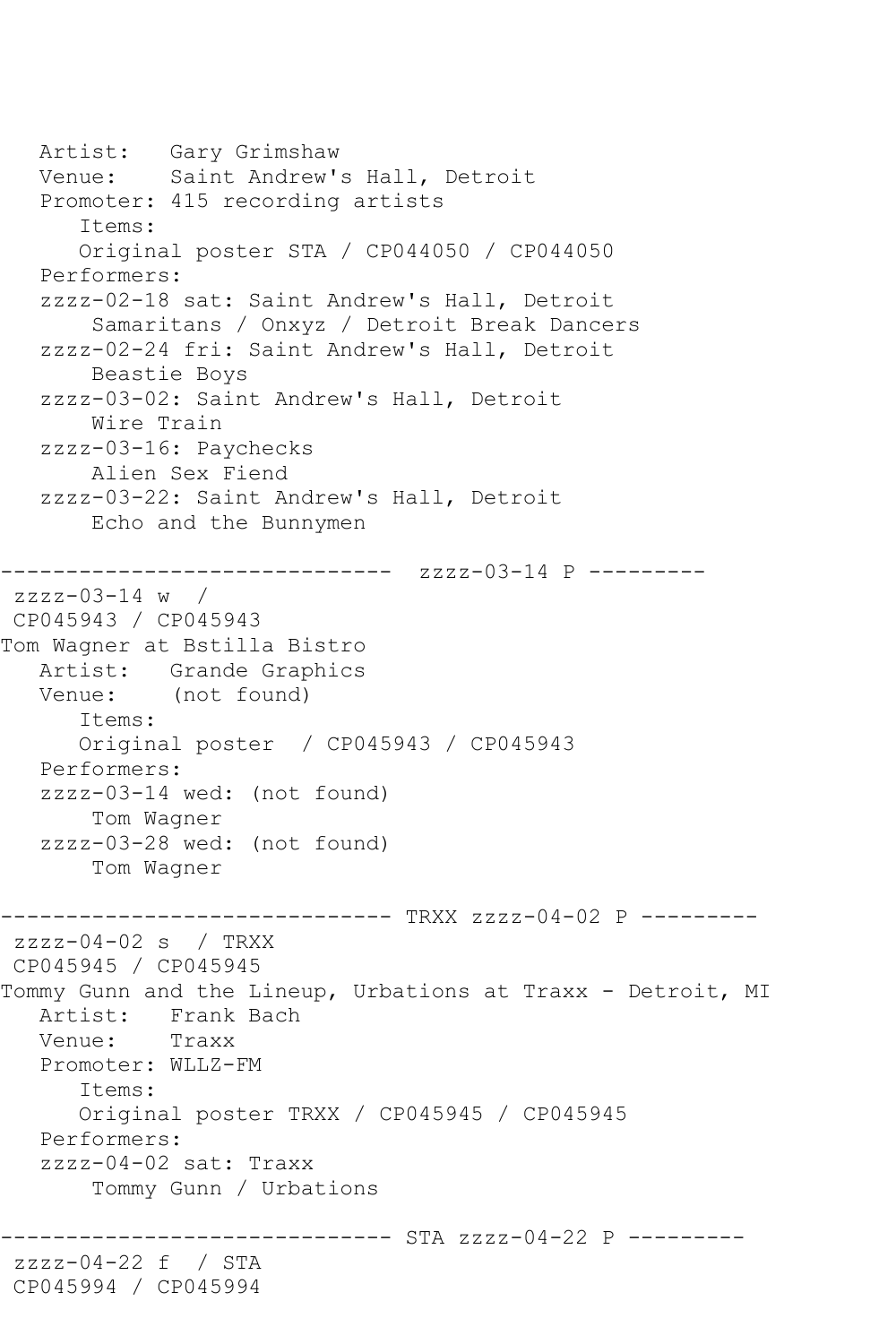```
   Artist:   Gary Grimshaw
   Venue:    Saint Andrew's Hall, Detroit
   Promoter: 415 recording artists
      Items:
      Original poster STA / CP044050 / CP044050
   Performers:
   zzzz-02-18 sat: Saint Andrew's Hall, Detroit
       Samaritans / Onxyz / Detroit Break Dancers
   zzzz-02-24 fri: Saint Andrew's Hall, Detroit
       Beastie Boys
   zzzz-03-02: Saint Andrew's Hall, Detroit
       Wire Train
   zzzz-03-16: Paychecks
       Alien Sex Fiend
   zzzz-03-22: Saint Andrew's Hall, Detroit
       Echo and the Bunnymen

------------------------------  zzzz-03-14 P ---------
 zzzz-03-14 w  /
 CP045943 / CP045943
Tom Wagner at Bstilla Bistro
   Artist:   Grande Graphics
   Venue:    (not found)
      Items:
      Original poster  / CP045943 / CP045943
   Performers:
   zzzz-03-14 wed: (not found)
       Tom Wagner
   zzzz-03-28 wed: (not found)
       Tom Wagner

------------------------------ TRXX zzzz-04-02 P ---------
 zzzz-04-02 s  / TRXX
 CP045945 / CP045945
Tommy Gunn and the Lineup, Urbations at Traxx - Detroit, MI
   Artist:   Frank Bach
   Venue:    Traxx
   Promoter: WLLZ-FM
      Items:
      Original poster TRXX / CP045945 / CP045945
   Performers:
   zzzz-04-02 sat: Traxx
       Tommy Gunn / Urbations

------------------------------ STA zzzz-04-22 P ---------
 zzzz-04-22 f  / STA
 CP045994 / CP045994
```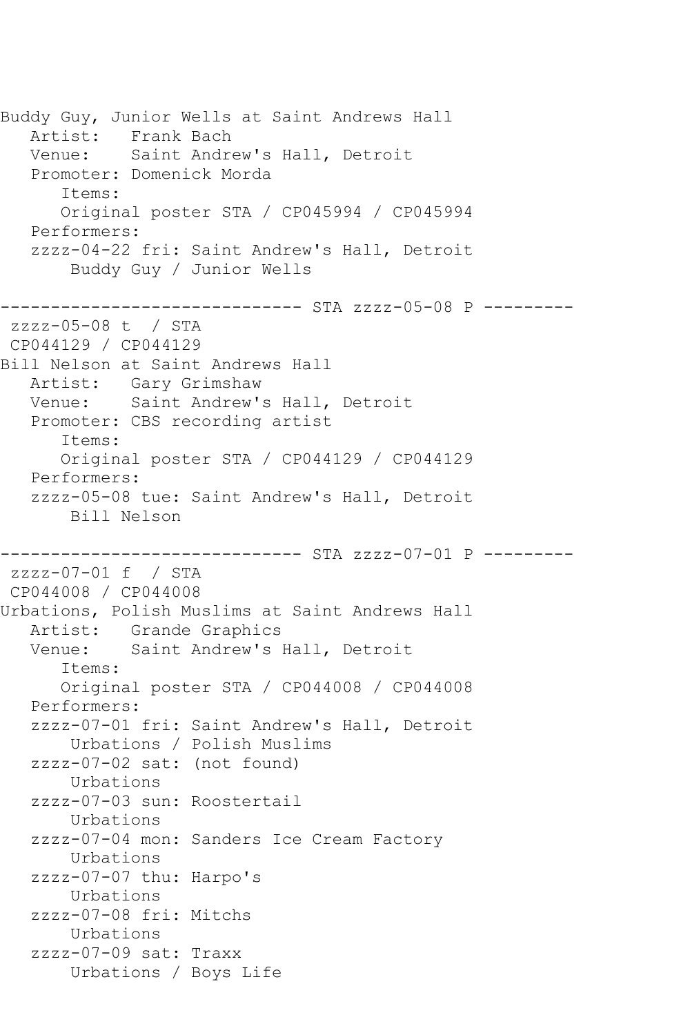```
Buddy Guy, Junior Wells at Saint Andrews Hall
   Artist:   Frank Bach
   Venue:    Saint Andrew's Hall, Detroit
   Promoter: Domenick Morda
      Items:
      Original poster STA / CP045994 / CP045994
   Performers:
   zzzz-04-22 fri: Saint Andrew's Hall, Detroit
       Buddy Guy / Junior Wells

------------------------------ STA zzzz-05-08 P ---------
 zzzz-05-08 t  / STA
 CP044129 / CP044129
Bill Nelson at Saint Andrews Hall
   Artist:   Gary Grimshaw
   Venue:    Saint Andrew's Hall, Detroit
   Promoter: CBS recording artist
      Items:
      Original poster STA / CP044129 / CP044129
   Performers:
   zzzz-05-08 tue: Saint Andrew's Hall, Detroit
       Bill Nelson

------------------------------ STA zzzz-07-01 P ---------
 zzzz-07-01 f  / STA
 CP044008 / CP044008
Urbations, Polish Muslims at Saint Andrews Hall
   Artist:   Grande Graphics
   Venue:    Saint Andrew's Hall, Detroit
      Items:
      Original poster STA / CP044008 / CP044008
   Performers:
   zzzz-07-01 fri: Saint Andrew's Hall, Detroit
       Urbations / Polish Muslims
   zzzz-07-02 sat: (not found)
       Urbations
   zzzz-07-03 sun: Roostertail
       Urbations
   zzzz-07-04 mon: Sanders Ice Cream Factory
       Urbations
   zzzz-07-07 thu: Harpo's
       Urbations
   zzzz-07-08 fri: Mitchs
       Urbations
   zzzz-07-09 sat: Traxx
       Urbations / Boys Life
```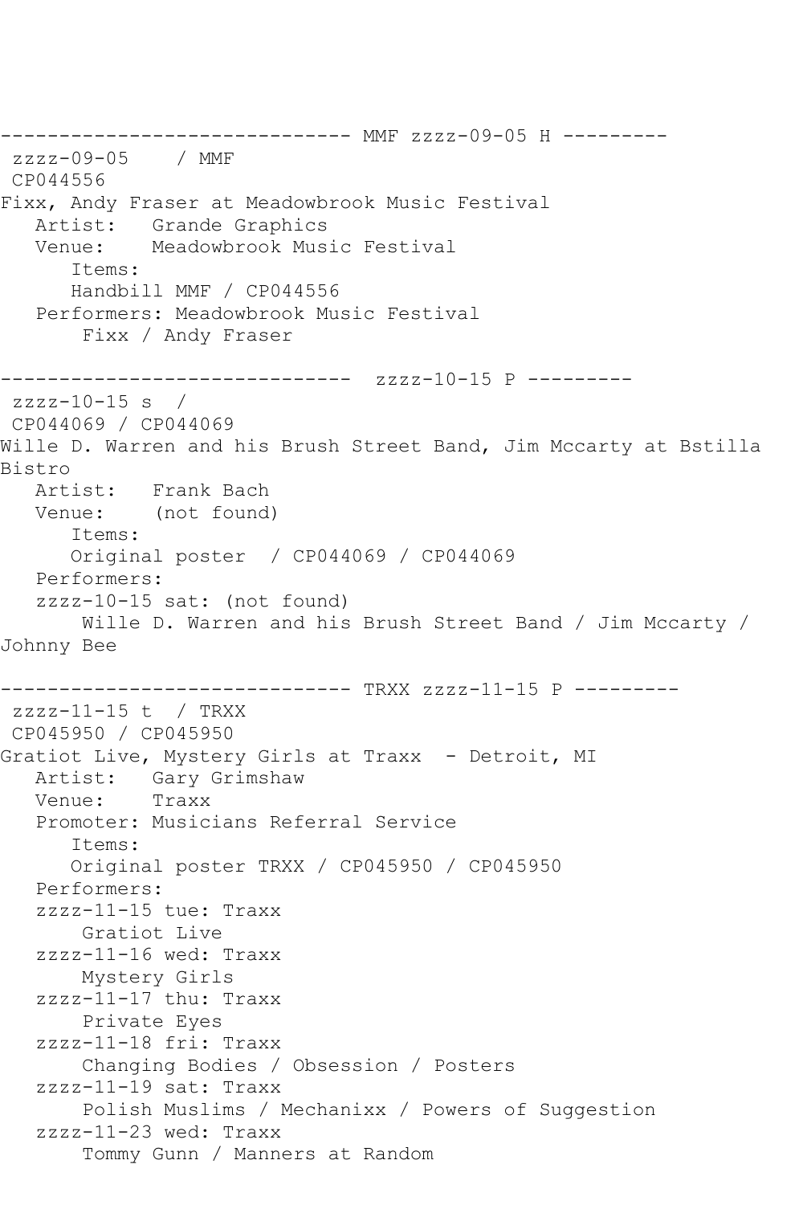```
------------------------------ MMF zzzz-09-05 H ---------
 zzzz-09-05    / MMF
 CP044556
Fixx, Andy Fraser at Meadowbrook Music Festival
   Artist:   Grande Graphics
   Venue:    Meadowbrook Music Festival
      Items:
      Handbill MMF / CP044556
   Performers: Meadowbrook Music Festival
       Fixx / Andy Fraser

------------------------------  zzzz-10-15 P ---------
 zzzz-10-15 s  /
 CP044069 / CP044069
Wille D. Warren and his Brush Street Band, Jim Mccarty at Bstilla
Bistro
   Artist:   Frank Bach
   Venue:    (not found)
      Items:
      Original poster  / CP044069 / CP044069
   Performers:
   zzzz-10-15 sat: (not found)
       Wille D. Warren and his Brush Street Band / Jim Mccarty /
Johnny Bee

------------------------------ TRXX zzzz-11-15 P ---------
 zzzz-11-15 t  / TRXX
 CP045950 / CP045950
Gratiot Live, Mystery Girls at Traxx  - Detroit, MI
   Artist:   Gary Grimshaw
   Venue:    Traxx
   Promoter: Musicians Referral Service
      Items:
      Original poster TRXX / CP045950 / CP045950
   Performers:
   zzzz-11-15 tue: Traxx
       Gratiot Live
   zzzz-11-16 wed: Traxx
       Mystery Girls
   zzzz-11-17 thu: Traxx
       Private Eyes
   zzzz-11-18 fri: Traxx
       Changing Bodies / Obsession / Posters
   zzzz-11-19 sat: Traxx
       Polish Muslims / Mechanixx / Powers of Suggestion
   zzzz-11-23 wed: Traxx
       Tommy Gunn / Manners at Random
```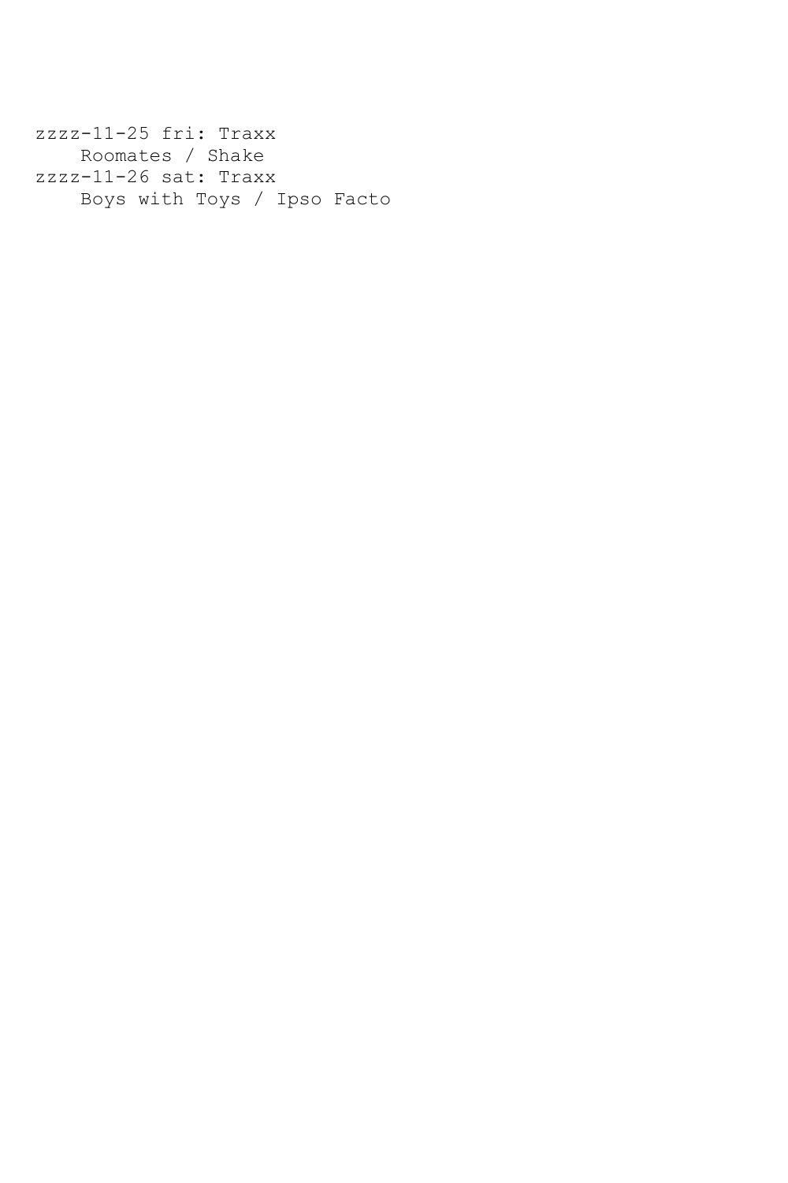zzzz-11-25 fri: Traxx
    Roomates / Shake
zzzz-11-26 sat: Traxx
    Boys with Toys / Ipso Facto